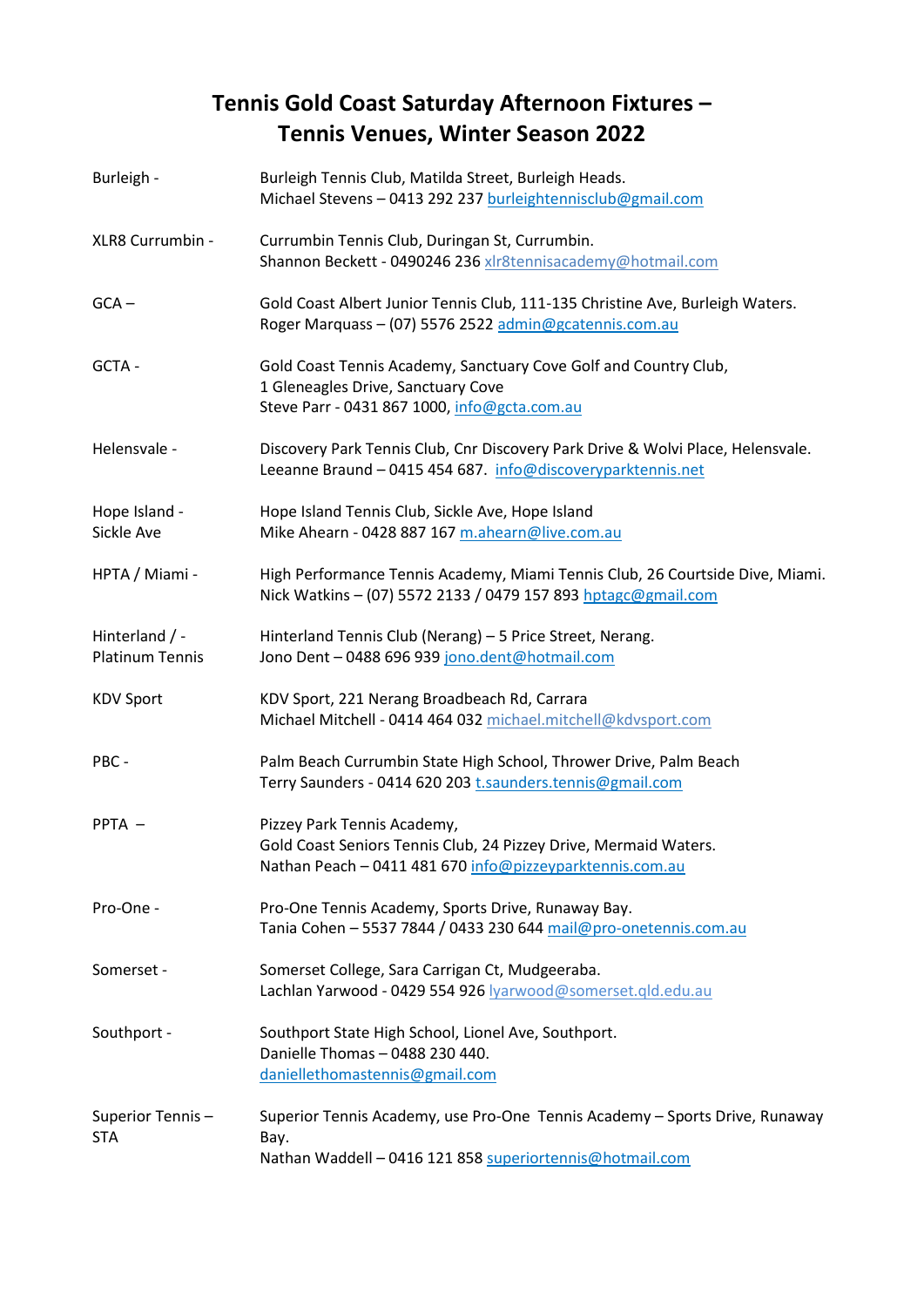# Tennis Gold Coast Saturday Afternoon Fixtures – Tennis Venues, Winter Season 2022

| | |
|---|---|
| Burleigh - | Burleigh Tennis Club, Matilda Street, Burleigh Heads.<br>Michael Stevens – 0413 292 237 burleightennisclub@gmail.com |
| XLR8 Currumbin - | Currumbin Tennis Club, Duringan St, Currumbin.<br>Shannon Beckett - 0490246 236 xlr8tennisacademy@hotmail.com |
| GCA – | Gold Coast Albert Junior Tennis Club, 111-135 Christine Ave, Burleigh Waters.<br>Roger Marquass – (07) 5576 2522 admin@gcatennis.com.au |
| GCTA - | Gold Coast Tennis Academy, Sanctuary Cove Golf and Country Club,<br>1 Gleneagles Drive, Sanctuary Cove<br>Steve Parr - 0431 867 1000, info@gcta.com.au |
| Helensvale - | Discovery Park Tennis Club, Cnr Discovery Park Drive & Wolvi Place, Helensvale.<br>Leeanne Braund – 0415 454 687. info@discoveryparktennis.net |
| Hope Island - Sickle Ave | Hope Island Tennis Club, Sickle Ave, Hope Island<br>Mike Ahearn - 0428 887 167 m.ahearn@live.com.au |
| HPTA / Miami - | High Performance Tennis Academy, Miami Tennis Club, 26 Courtside Dive, Miami.<br>Nick Watkins – (07) 5572 2133 / 0479 157 893 hptagc@gmail.com |
| Hinterland / - Platinum Tennis | Hinterland Tennis Club (Nerang) – 5 Price Street, Nerang.<br>Jono Dent – 0488 696 939 jono.dent@hotmail.com |
| KDV Sport | KDV Sport, 221 Nerang Broadbeach Rd, Carrara<br>Michael Mitchell - 0414 464 032 michael.mitchell@kdvsport.com |
| PBC - | Palm Beach Currumbin State High School, Thrower Drive, Palm Beach<br>Terry Saunders - 0414 620 203 t.saunders.tennis@gmail.com |
| PPTA – | Pizzey Park Tennis Academy,<br>Gold Coast Seniors Tennis Club, 24 Pizzey Drive, Mermaid Waters.<br>Nathan Peach – 0411 481 670 info@pizzeyparktennis.com.au |
| Pro-One - | Pro-One Tennis Academy, Sports Drive, Runaway Bay.<br>Tania Cohen – 5537 7844 / 0433 230 644 mail@pro-onetennis.com.au |
| Somerset - | Somerset College, Sara Carrigan Ct, Mudgeeraba.<br>Lachlan Yarwood - 0429 554 926 lyarwood@somerset.qld.edu.au |
| Southport - | Southport State High School, Lionel Ave, Southport.<br>Danielle Thomas – 0488 230 440.<br>daniellethomastennis@gmail.com |
| Superior Tennis – STA | Superior Tennis Academy, use Pro-One Tennis Academy – Sports Drive, Runaway Bay.<br>Nathan Waddell – 0416 121 858 superiortennis@hotmail.com |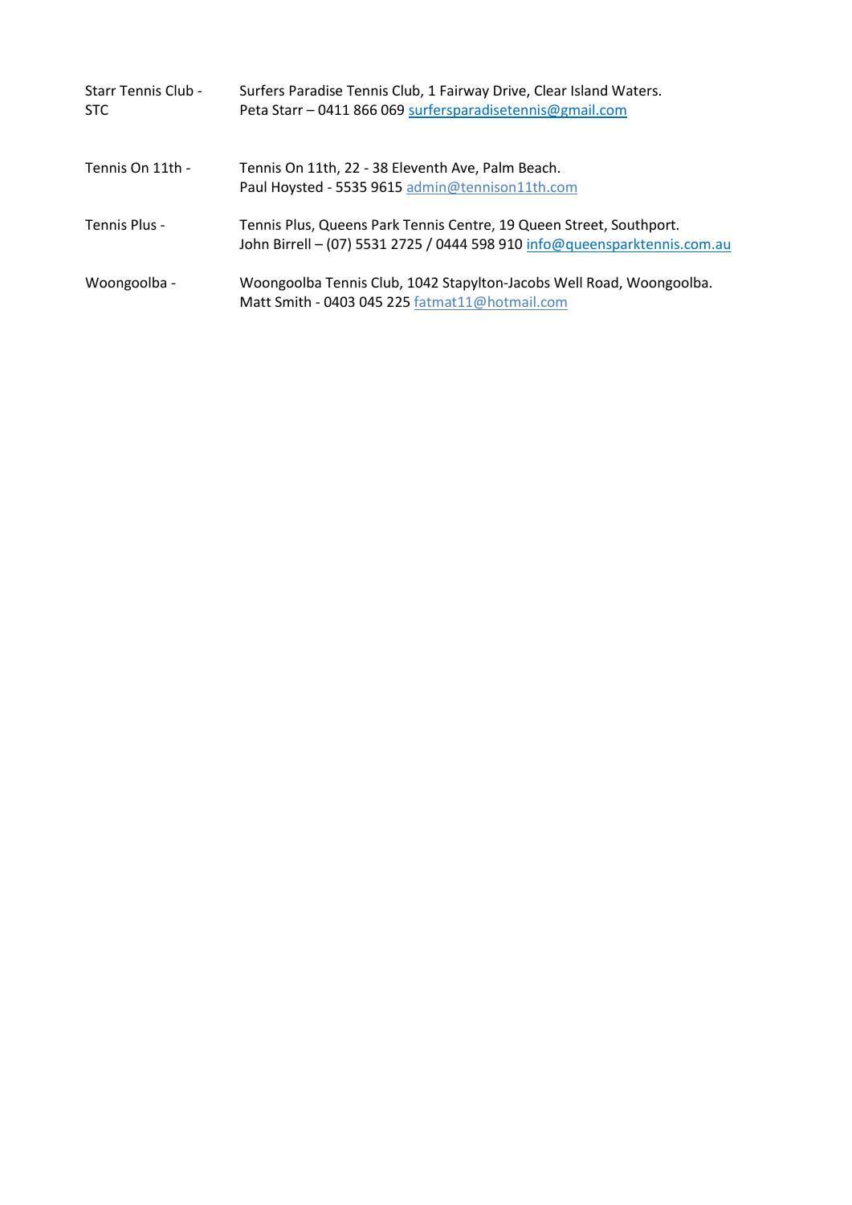| | |
|---|---|
| Starr Tennis Club - STC | Surfers Paradise Tennis Club, 1 Fairway Drive, Clear Island Waters.<br>Peta Starr – 0411 866 069 surfersparadisetennis@gmail.com |
| Tennis On 11th - | Tennis On 11th, 22 - 38 Eleventh Ave, Palm Beach.<br>Paul Hoysted - 5535 9615 admin@tennison11th.com |
| Tennis Plus - | Tennis Plus, Queens Park Tennis Centre, 19 Queen Street, Southport.<br>John Birrell – (07) 5531 2725 / 0444 598 910 info@queensparktennis.com.au |
| Woongoolba - | Woongoolba Tennis Club, 1042 Stapylton-Jacobs Well Road, Woongoolba.<br>Matt Smith - 0403 045 225 fatmat11@hotmail.com |